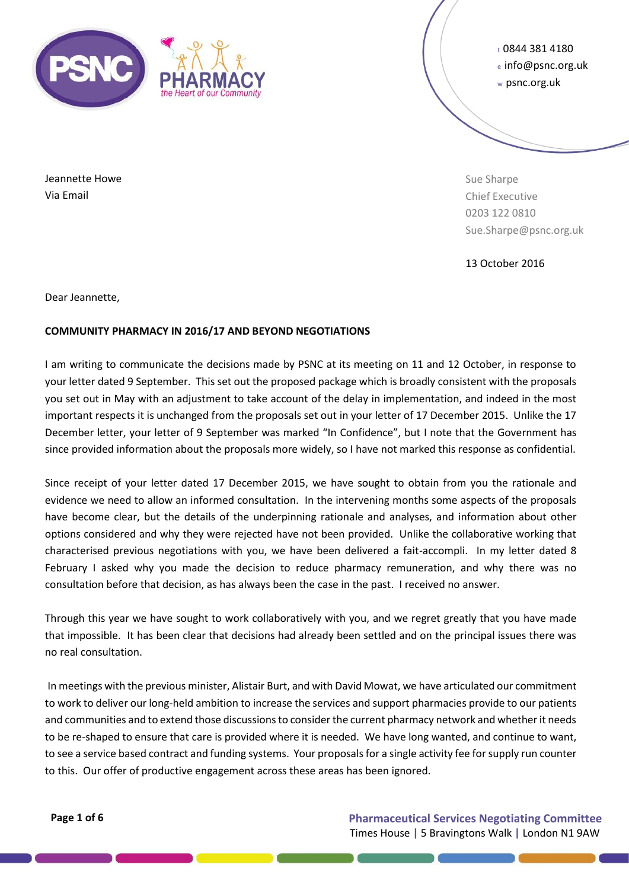t 0844 381 4180
e info@psnc.org.uk
w psnc.org.uk

Jeannette Howe
Via Email

Sue Sharpe
Chief Executive
0203 122 0810
Sue.Sharpe@psnc.org.uk

13 October 2016

Dear Jeannette,

**COMMUNITY PHARMACY IN 2016/17 AND BEYOND NEGOTIATIONS**

I am writing to communicate the decisions made by PSNC at its meeting on 11 and 12 October, in response to your letter dated 9 September. This set out the proposed package which is broadly consistent with the proposals you set out in May with an adjustment to take account of the delay in implementation, and indeed in the most important respects it is unchanged from the proposals set out in your letter of 17 December 2015. Unlike the 17 December letter, your letter of 9 September was marked "In Confidence", but I note that the Government has since provided information about the proposals more widely, so I have not marked this response as confidential.

Since receipt of your letter dated 17 December 2015, we have sought to obtain from you the rationale and evidence we need to allow an informed consultation. In the intervening months some aspects of the proposals have become clear, but the details of the underpinning rationale and analyses, and information about other options considered and why they were rejected have not been provided. Unlike the collaborative working that characterised previous negotiations with you, we have been delivered a fait-accompli. In my letter dated 8 February I asked why you made the decision to reduce pharmacy remuneration, and why there was no consultation before that decision, as has always been the case in the past. I received no answer.

Through this year we have sought to work collaboratively with you, and we regret greatly that you have made that impossible. It has been clear that decisions had already been settled and on the principal issues there was no real consultation.

In meetings with the previous minister, Alistair Burt, and with David Mowat, we have articulated our commitment to work to deliver our long-held ambition to increase the services and support pharmacies provide to our patients and communities and to extend those discussions to consider the current pharmacy network and whether it needs to be re-shaped to ensure that care is provided where it is needed. We have long wanted, and continue to want, to see a service based contract and funding systems. Your proposals for a single activity fee for supply run counter to this. Our offer of productive engagement across these areas has been ignored.

**Pharmaceutical Services Negotiating Committee**
Times House | 5 Bravingtons Walk | London N1 9AW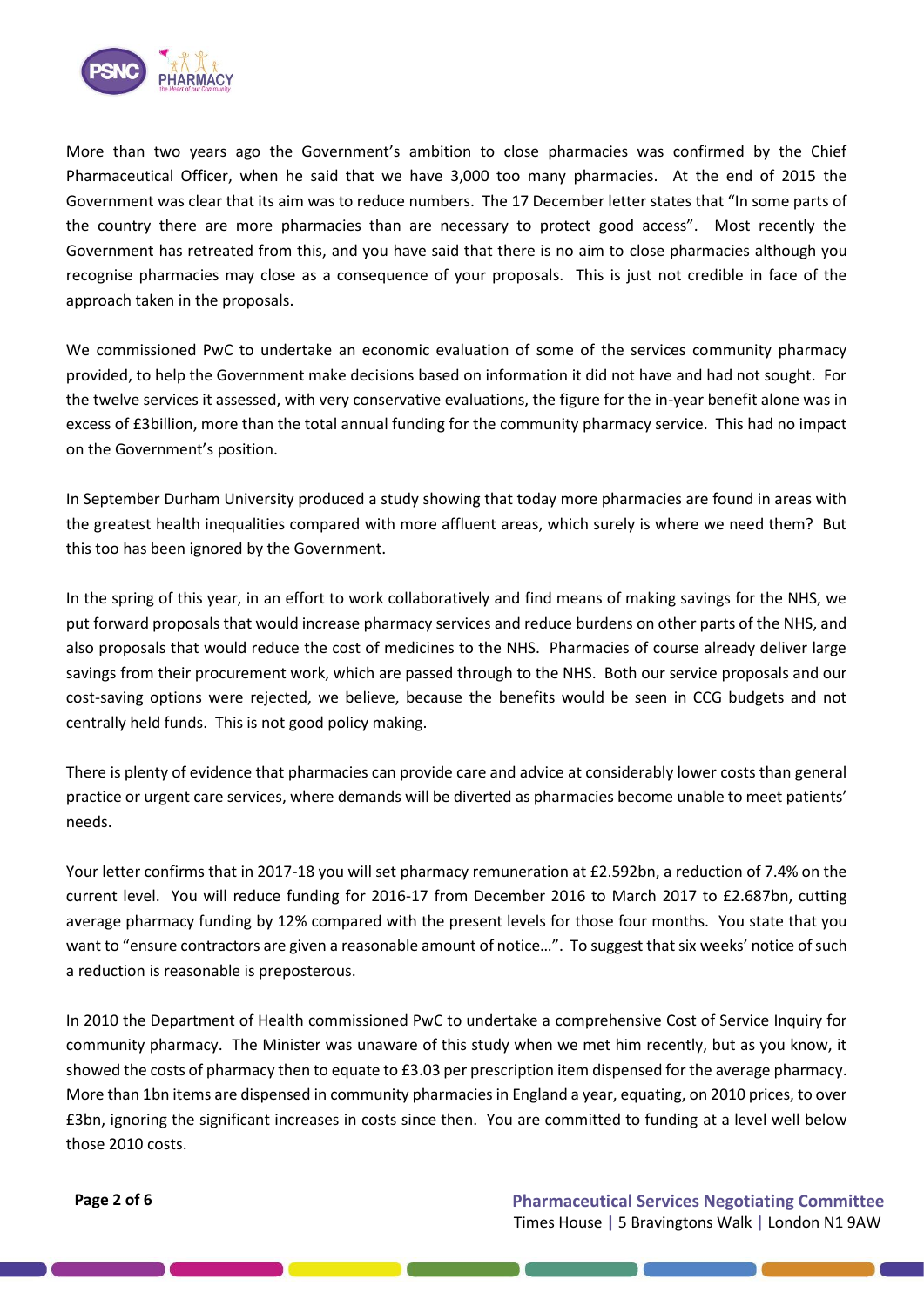More than two years ago the Government's ambition to close pharmacies was confirmed by the Chief Pharmaceutical Officer, when he said that we have 3,000 too many pharmacies. At the end of 2015 the Government was clear that its aim was to reduce numbers. The 17 December letter states that "In some parts of the country there are more pharmacies than are necessary to protect good access". Most recently the Government has retreated from this, and you have said that there is no aim to close pharmacies although you recognise pharmacies may close as a consequence of your proposals. This is just not credible in face of the approach taken in the proposals.

We commissioned PwC to undertake an economic evaluation of some of the services community pharmacy provided, to help the Government make decisions based on information it did not have and had not sought. For the twelve services it assessed, with very conservative evaluations, the figure for the in-year benefit alone was in excess of £3billion, more than the total annual funding for the community pharmacy service. This had no impact on the Government's position.

In September Durham University produced a study showing that today more pharmacies are found in areas with the greatest health inequalities compared with more affluent areas, which surely is where we need them? But this too has been ignored by the Government.

In the spring of this year, in an effort to work collaboratively and find means of making savings for the NHS, we put forward proposals that would increase pharmacy services and reduce burdens on other parts of the NHS, and also proposals that would reduce the cost of medicines to the NHS. Pharmacies of course already deliver large savings from their procurement work, which are passed through to the NHS. Both our service proposals and our cost-saving options were rejected, we believe, because the benefits would be seen in CCG budgets and not centrally held funds. This is not good policy making.

There is plenty of evidence that pharmacies can provide care and advice at considerably lower costs than general practice or urgent care services, where demands will be diverted as pharmacies become unable to meet patients' needs.

Your letter confirms that in 2017-18 you will set pharmacy remuneration at £2.592bn, a reduction of 7.4% on the current level. You will reduce funding for 2016-17 from December 2016 to March 2017 to £2.687bn, cutting average pharmacy funding by 12% compared with the present levels for those four months. You state that you want to "ensure contractors are given a reasonable amount of notice…". To suggest that six weeks' notice of such a reduction is reasonable is preposterous.

In 2010 the Department of Health commissioned PwC to undertake a comprehensive Cost of Service Inquiry for community pharmacy. The Minister was unaware of this study when we met him recently, but as you know, it showed the costs of pharmacy then to equate to £3.03 per prescription item dispensed for the average pharmacy. More than 1bn items are dispensed in community pharmacies in England a year, equating, on 2010 prices, to over £3bn, ignoring the significant increases in costs since then. You are committed to funding at a level well below those 2010 costs.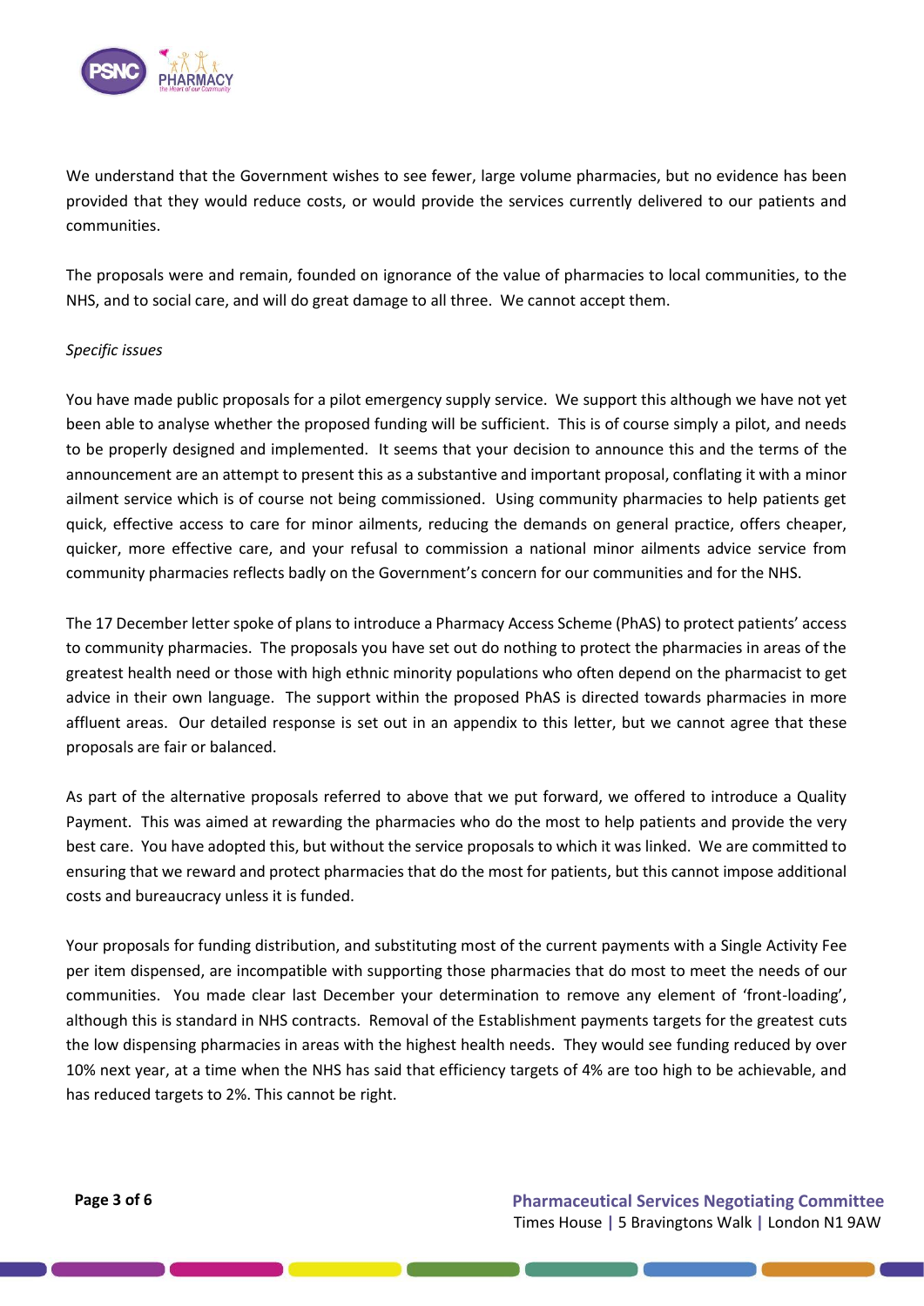We understand that the Government wishes to see fewer, large volume pharmacies, but no evidence has been provided that they would reduce costs, or would provide the services currently delivered to our patients and communities.

The proposals were and remain, founded on ignorance of the value of pharmacies to local communities, to the NHS, and to social care, and will do great damage to all three. We cannot accept them.

*Specific issues*

You have made public proposals for a pilot emergency supply service. We support this although we have not yet been able to analyse whether the proposed funding will be sufficient. This is of course simply a pilot, and needs to be properly designed and implemented. It seems that your decision to announce this and the terms of the announcement are an attempt to present this as a substantive and important proposal, conflating it with a minor ailment service which is of course not being commissioned. Using community pharmacies to help patients get quick, effective access to care for minor ailments, reducing the demands on general practice, offers cheaper, quicker, more effective care, and your refusal to commission a national minor ailments advice service from community pharmacies reflects badly on the Government's concern for our communities and for the NHS.

The 17 December letter spoke of plans to introduce a Pharmacy Access Scheme (PhAS) to protect patients' access to community pharmacies. The proposals you have set out do nothing to protect the pharmacies in areas of the greatest health need or those with high ethnic minority populations who often depend on the pharmacist to get advice in their own language. The support within the proposed PhAS is directed towards pharmacies in more affluent areas. Our detailed response is set out in an appendix to this letter, but we cannot agree that these proposals are fair or balanced.

As part of the alternative proposals referred to above that we put forward, we offered to introduce a Quality Payment. This was aimed at rewarding the pharmacies who do the most to help patients and provide the very best care. You have adopted this, but without the service proposals to which it was linked. We are committed to ensuring that we reward and protect pharmacies that do the most for patients, but this cannot impose additional costs and bureaucracy unless it is funded.

Your proposals for funding distribution, and substituting most of the current payments with a Single Activity Fee per item dispensed, are incompatible with supporting those pharmacies that do most to meet the needs of our communities. You made clear last December your determination to remove any element of 'front-loading', although this is standard in NHS contracts. Removal of the Establishment payments targets for the greatest cuts the low dispensing pharmacies in areas with the highest health needs. They would see funding reduced by over 10% next year, at a time when the NHS has said that efficiency targets of 4% are too high to be achievable, and has reduced targets to 2%. This cannot be right.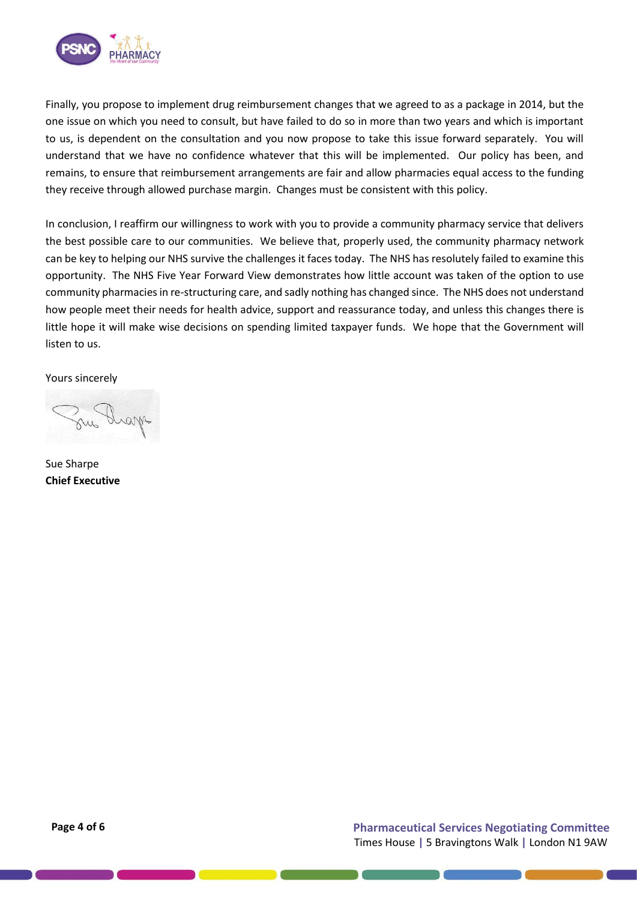Finally, you propose to implement drug reimbursement changes that we agreed to as a package in 2014, but the one issue on which you need to consult, but have failed to do so in more than two years and which is important to us, is dependent on the consultation and you now propose to take this issue forward separately. You will understand that we have no confidence whatever that this will be implemented. Our policy has been, and remains, to ensure that reimbursement arrangements are fair and allow pharmacies equal access to the funding they receive through allowed purchase margin. Changes must be consistent with this policy.

In conclusion, I reaffirm our willingness to work with you to provide a community pharmacy service that delivers the best possible care to our communities. We believe that, properly used, the community pharmacy network can be key to helping our NHS survive the challenges it faces today. The NHS has resolutely failed to examine this opportunity. The NHS Five Year Forward View demonstrates how little account was taken of the option to use community pharmacies in re-structuring care, and sadly nothing has changed since. The NHS does not understand how people meet their needs for health advice, support and reassurance today, and unless this changes there is little hope it will make wise decisions on spending limited taxpayer funds. We hope that the Government will listen to us.

Yours sincerely

Sue Sharpe
**Chief Executive**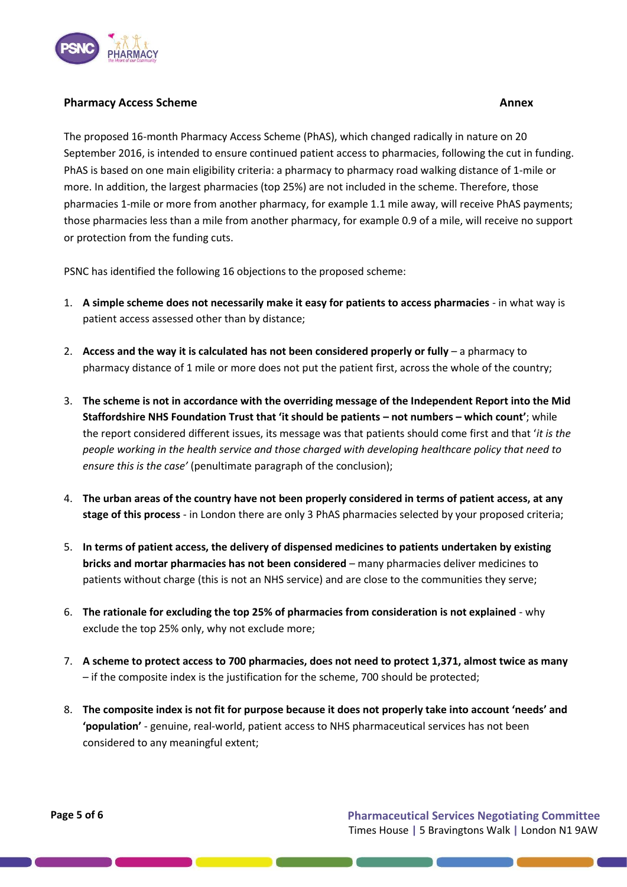**Pharmacy Access Scheme** **Annex**

The proposed 16-month Pharmacy Access Scheme (PhAS), which changed radically in nature on 20 September 2016, is intended to ensure continued patient access to pharmacies, following the cut in funding. PhAS is based on one main eligibility criteria: a pharmacy to pharmacy road walking distance of 1-mile or more. In addition, the largest pharmacies (top 25%) are not included in the scheme. Therefore, those pharmacies 1-mile or more from another pharmacy, for example 1.1 mile away, will receive PhAS payments; those pharmacies less than a mile from another pharmacy, for example 0.9 of a mile, will receive no support or protection from the funding cuts.

PSNC has identified the following 16 objections to the proposed scheme:

1. **A simple scheme does not necessarily make it easy for patients to access pharmacies** - in what way is patient access assessed other than by distance;

2. **Access and the way it is calculated has not been considered properly or fully** – a pharmacy to pharmacy distance of 1 mile or more does not put the patient first, across the whole of the country;

3. **The scheme is not in accordance with the overriding message of the Independent Report into the Mid Staffordshire NHS Foundation Trust that 'it should be patients – not numbers – which count'**; while the report considered different issues, its message was that patients should come first and that '*it is the people working in the health service and those charged with developing healthcare policy that need to ensure this is the case'* (penultimate paragraph of the conclusion);

4. **The urban areas of the country have not been properly considered in terms of patient access, at any stage of this process** - in London there are only 3 PhAS pharmacies selected by your proposed criteria;

5. **In terms of patient access, the delivery of dispensed medicines to patients undertaken by existing bricks and mortar pharmacies has not been considered** – many pharmacies deliver medicines to patients without charge (this is not an NHS service) and are close to the communities they serve;

6. **The rationale for excluding the top 25% of pharmacies from consideration is not explained** - why exclude the top 25% only, why not exclude more;

7. **A scheme to protect access to 700 pharmacies, does not need to protect 1,371, almost twice as many** – if the composite index is the justification for the scheme, 700 should be protected;

8. **The composite index is not fit for purpose because it does not properly take into account 'needs' and 'population'** - genuine, real-world, patient access to NHS pharmaceutical services has not been considered to any meaningful extent;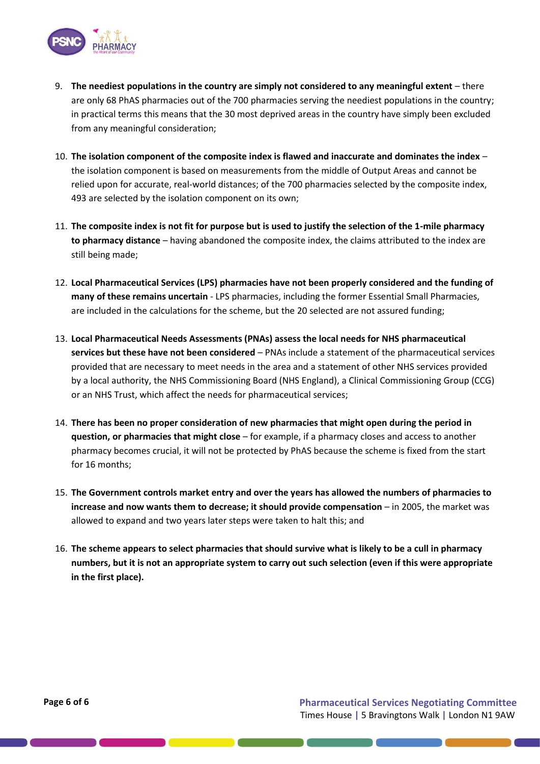9. **The neediest populations in the country are simply not considered to any meaningful extent** – there are only 68 PhAS pharmacies out of the 700 pharmacies serving the neediest populations in the country; in practical terms this means that the 30 most deprived areas in the country have simply been excluded from any meaningful consideration;

10. **The isolation component of the composite index is flawed and inaccurate and dominates the index** – the isolation component is based on measurements from the middle of Output Areas and cannot be relied upon for accurate, real-world distances; of the 700 pharmacies selected by the composite index, 493 are selected by the isolation component on its own;

11. **The composite index is not fit for purpose but is used to justify the selection of the 1-mile pharmacy to pharmacy distance** – having abandoned the composite index, the claims attributed to the index are still being made;

12. **Local Pharmaceutical Services (LPS) pharmacies have not been properly considered and the funding of many of these remains uncertain** - LPS pharmacies, including the former Essential Small Pharmacies, are included in the calculations for the scheme, but the 20 selected are not assured funding;

13. **Local Pharmaceutical Needs Assessments (PNAs) assess the local needs for NHS pharmaceutical services but these have not been considered** – PNAs include a statement of the pharmaceutical services provided that are necessary to meet needs in the area and a statement of other NHS services provided by a local authority, the NHS Commissioning Board (NHS England), a Clinical Commissioning Group (CCG) or an NHS Trust, which affect the needs for pharmaceutical services;

14. **There has been no proper consideration of new pharmacies that might open during the period in question, or pharmacies that might close** – for example, if a pharmacy closes and access to another pharmacy becomes crucial, it will not be protected by PhAS because the scheme is fixed from the start for 16 months;

15. **The Government controls market entry and over the years has allowed the numbers of pharmacies to increase and now wants them to decrease; it should provide compensation** – in 2005, the market was allowed to expand and two years later steps were taken to halt this; and

16. **The scheme appears to select pharmacies that should survive what is likely to be a cull in pharmacy numbers, but it is not an appropriate system to carry out such selection (even if this were appropriate in the first place).**